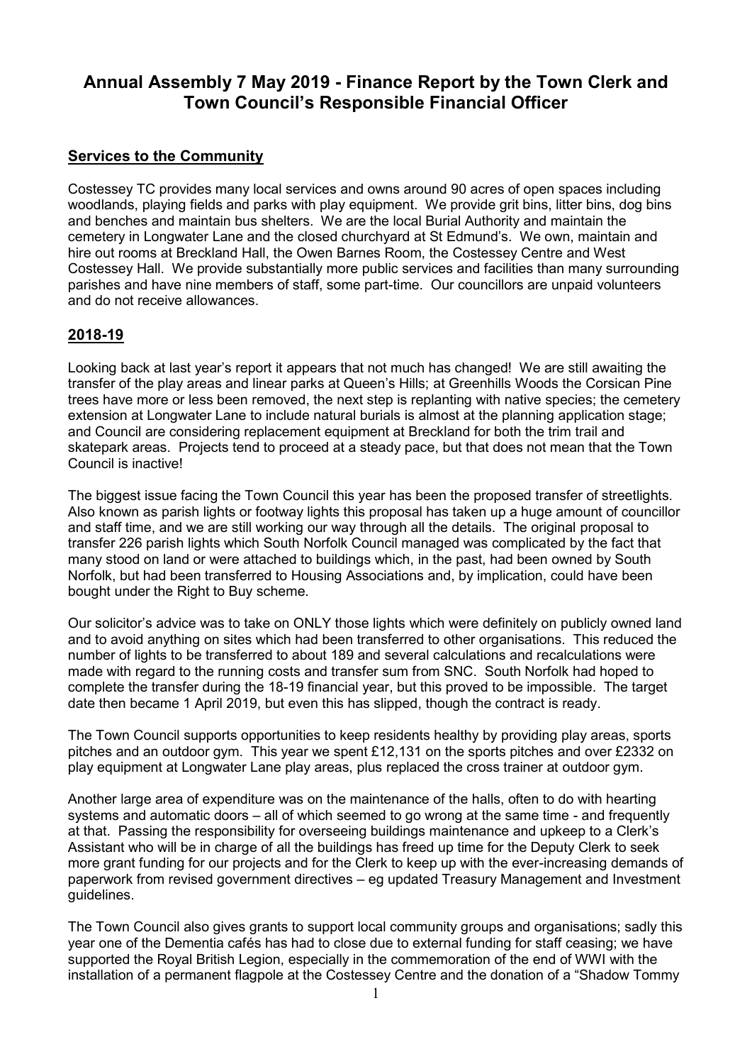# Annual Assembly 7 May 2019 - Finance Report by the Town Clerk and Town Council's Responsible Financial Officer

## Services to the Community

Costessey TC provides many local services and owns around 90 acres of open spaces including woodlands, playing fields and parks with play equipment. We provide grit bins, litter bins, dog bins and benches and maintain bus shelters. We are the local Burial Authority and maintain the cemetery in Longwater Lane and the closed churchyard at St Edmund's. We own, maintain and hire out rooms at Breckland Hall, the Owen Barnes Room, the Costessey Centre and West Costessey Hall. We provide substantially more public services and facilities than many surrounding parishes and have nine members of staff, some part-time. Our councillors are unpaid volunteers and do not receive allowances.

## 2018-19

Looking back at last year's report it appears that not much has changed! We are still awaiting the transfer of the play areas and linear parks at Queen's Hills; at Greenhills Woods the Corsican Pine trees have more or less been removed, the next step is replanting with native species; the cemetery extension at Longwater Lane to include natural burials is almost at the planning application stage; and Council are considering replacement equipment at Breckland for both the trim trail and skatepark areas. Projects tend to proceed at a steady pace, but that does not mean that the Town Council is inactive!

The biggest issue facing the Town Council this year has been the proposed transfer of streetlights. Also known as parish lights or footway lights this proposal has taken up a huge amount of councillor and staff time, and we are still working our way through all the details. The original proposal to transfer 226 parish lights which South Norfolk Council managed was complicated by the fact that many stood on land or were attached to buildings which, in the past, had been owned by South Norfolk, but had been transferred to Housing Associations and, by implication, could have been bought under the Right to Buy scheme.

Our solicitor's advice was to take on ONLY those lights which were definitely on publicly owned land and to avoid anything on sites which had been transferred to other organisations. This reduced the number of lights to be transferred to about 189 and several calculations and recalculations were made with regard to the running costs and transfer sum from SNC. South Norfolk had hoped to complete the transfer during the 18-19 financial year, but this proved to be impossible. The target date then became 1 April 2019, but even this has slipped, though the contract is ready.

The Town Council supports opportunities to keep residents healthy by providing play areas, sports pitches and an outdoor gym. This year we spent £12,131 on the sports pitches and over £2332 on play equipment at Longwater Lane play areas, plus replaced the cross trainer at outdoor gym.

Another large area of expenditure was on the maintenance of the halls, often to do with hearting systems and automatic doors – all of which seemed to go wrong at the same time - and frequently at that. Passing the responsibility for overseeing buildings maintenance and upkeep to a Clerk's Assistant who will be in charge of all the buildings has freed up time for the Deputy Clerk to seek more grant funding for our projects and for the Clerk to keep up with the ever-increasing demands of paperwork from revised government directives – eg updated Treasury Management and Investment guidelines.

The Town Council also gives grants to support local community groups and organisations; sadly this year one of the Dementia cafés has had to close due to external funding for staff ceasing; we have supported the Royal British Legion, especially in the commemoration of the end of WWI with the installation of a permanent flagpole at the Costessey Centre and the donation of a "Shadow Tommy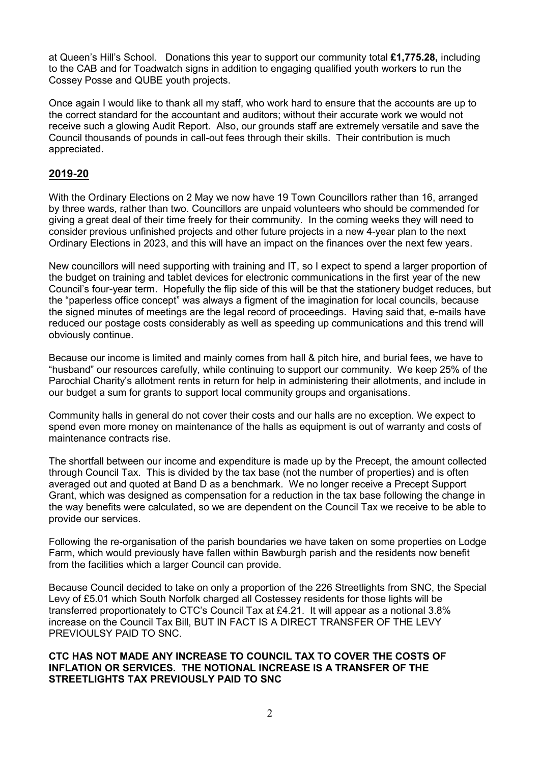at Queen's Hill's School. Donations this year to support our community total **£1,775.28,** including to the CAB and for Toadwatch signs in addition to engaging qualified youth workers to run the Cossey Posse and QUBE youth projects.

Once again I would like to thank all my staff, who work hard to ensure that the accounts are up to the correct standard for the accountant and auditors; without their accurate work we would not receive such a glowing Audit Report. Also, our grounds staff are extremely versatile and save the Council thousands of pounds in call-out fees through their skills. Their contribution is much appreciated.

## 2019-20

With the Ordinary Elections on 2 May we now have 19 Town Councillors rather than 16, arranged by three wards, rather than two. Councillors are unpaid volunteers who should be commended for giving a great deal of their time freely for their community. In the coming weeks they will need to consider previous unfinished projects and other future projects in a new 4-year plan to the next Ordinary Elections in 2023, and this will have an impact on the finances over the next few years.

New councillors will need supporting with training and IT, so I expect to spend a larger proportion of the budget on training and tablet devices for electronic communications in the first year of the new Council's four-year term. Hopefully the flip side of this will be that the stationery budget reduces, but the "paperless office concept" was always a figment of the imagination for local councils, because the signed minutes of meetings are the legal record of proceedings. Having said that, e-mails have reduced our postage costs considerably as well as speeding up communications and this trend will obviously continue.

Because our income is limited and mainly comes from hall & pitch hire, and burial fees, we have to "husband" our resources carefully, while continuing to support our community. We keep 25% of the Parochial Charity's allotment rents in return for help in administering their allotments, and include in our budget a sum for grants to support local community groups and organisations.

Community halls in general do not cover their costs and our halls are no exception. We expect to spend even more money on maintenance of the halls as equipment is out of warranty and costs of maintenance contracts rise.

The shortfall between our income and expenditure is made up by the Precept, the amount collected through Council Tax. This is divided by the tax base (not the number of properties) and is often averaged out and quoted at Band D as a benchmark. We no longer receive a Precept Support Grant, which was designed as compensation for a reduction in the tax base following the change in the way benefits were calculated, so we are dependent on the Council Tax we receive to be able to provide our services.

Following the re-organisation of the parish boundaries we have taken on some properties on Lodge Farm, which would previously have fallen within Bawburgh parish and the residents now benefit from the facilities which a larger Council can provide.

Because Council decided to take on only a proportion of the 226 Streetlights from SNC, the Special Levy of £5.01 which South Norfolk charged all Costessey residents for those lights will be transferred proportionately to CTC's Council Tax at £4.21. It will appear as a notional 3.8% increase on the Council Tax Bill, BUT IN FACT IS A DIRECT TRANSFER OF THE LEVY PREVIOULSY PAID TO SNC.

**CTC HAS NOT MADE ANY INCREASE TO COUNCIL TAX TO COVER THE COSTS OF INFLATION OR SERVICES. THE NOTIONAL INCREASE IS A TRANSFER OF THE STREETLIGHTS TAX PREVIOUSLY PAID TO SNC**